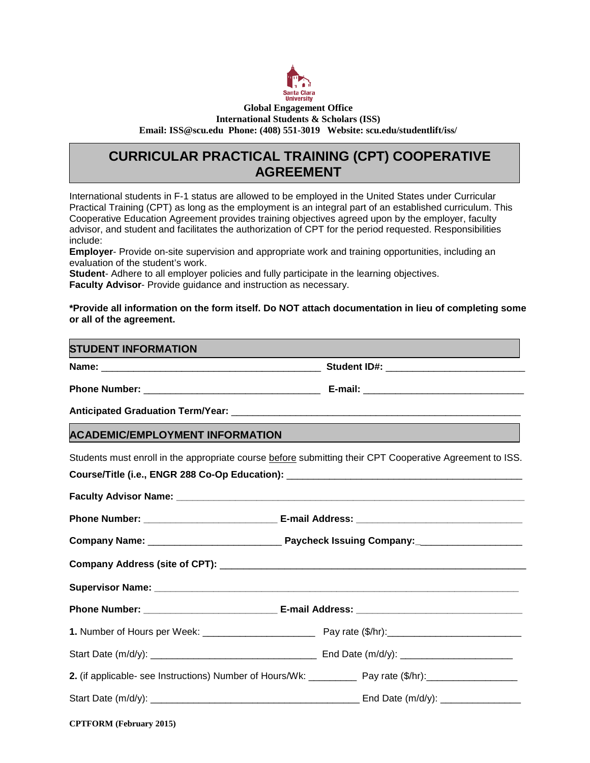Santa Clara University

**Global Engagement Office**
**International Students & Scholars (ISS)**
**Email: ISS@scu.edu Phone: (408) 551-3019 Website: scu.edu/studentlift/iss/**

# CURRICULAR PRACTICAL TRAINING (CPT) COOPERATIVE AGREEMENT

International students in F-1 status are allowed to be employed in the United States under Curricular Practical Training (CPT) as long as the employment is an integral part of an established curriculum. This Cooperative Education Agreement provides training objectives agreed upon by the employer, faculty advisor, and student and facilitates the authorization of CPT for the period requested. Responsibilities include:

**Employer**- Provide on-site supervision and appropriate work and training opportunities, including an evaluation of the student's work.
**Student**- Adhere to all employer policies and fully participate in the learning objectives.
**Faculty Advisor**- Provide guidance and instruction as necessary.

**\*Provide all information on the form itself. Do NOT attach documentation in lieu of completing some or all of the agreement.**

## STUDENT INFORMATION

**Name:** ________________________________________ **Student ID#:** _________________________

**Phone Number:** ________________________________ **E-mail:** ____________________________

**Anticipated Graduation Term/Year:** ____________________________________________________

## ACADEMIC/EMPLOYMENT INFORMATION

Students must enroll in the appropriate course before submitting their CPT Cooperative Agreement to ISS.

**Course/Title (i.e., ENGR 288 Co-Op Education):** ________________________________________

**Faculty Advisor Name:** ____________________________________________________________

**Phone Number:** ________________________ **E-mail Address:** ______________________________

**Company Name:** ________________________ **Paycheck Issuing Company:** __________________

**Company Address (site of CPT):** ________________________________________________________

**Supervisor Name:** _________________________________________________________________

**Phone Number:** ________________________ **E-mail Address:** ______________________________

**1.** Number of Hours per Week: _____________________ Pay rate ($/hr): _________________________

Start Date (m/d/y): _______________________________ End Date (m/d/y): _____________________

**2.** (if applicable- see Instructions) Number of Hours/Wk: _________ Pay rate ($/hr): _________________

Start Date (m/d/y): ______________________________________ End Date (m/d/y): _______________

**CPTFORM (February 2015)**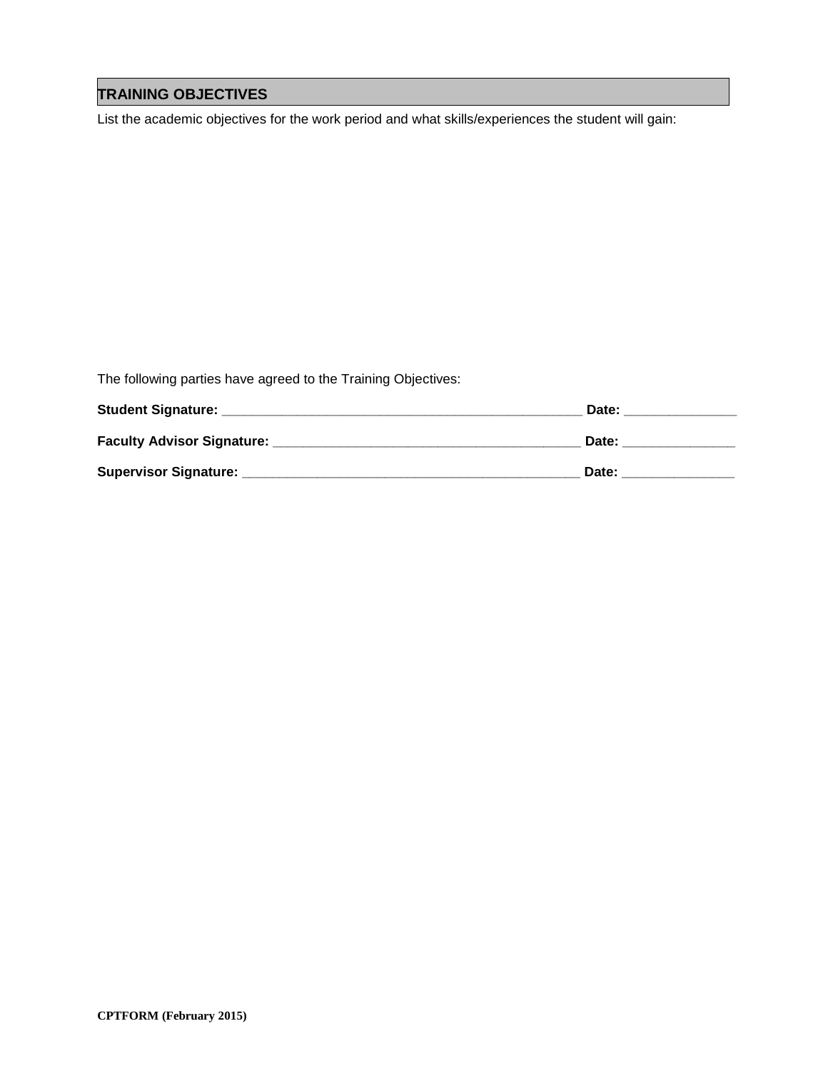## TRAINING OBJECTIVES

List the academic objectives for the work period and what skills/experiences the student will gain:

The following parties have agreed to the Training Objectives:

**Student Signature:** ________________________________________________ **Date:** _______________

**Faculty Advisor Signature:** _________________________________________ **Date:** _______________

**Supervisor Signature:** _____________________________________________ **Date:** _______________

**CPTFORM (February 2015)**